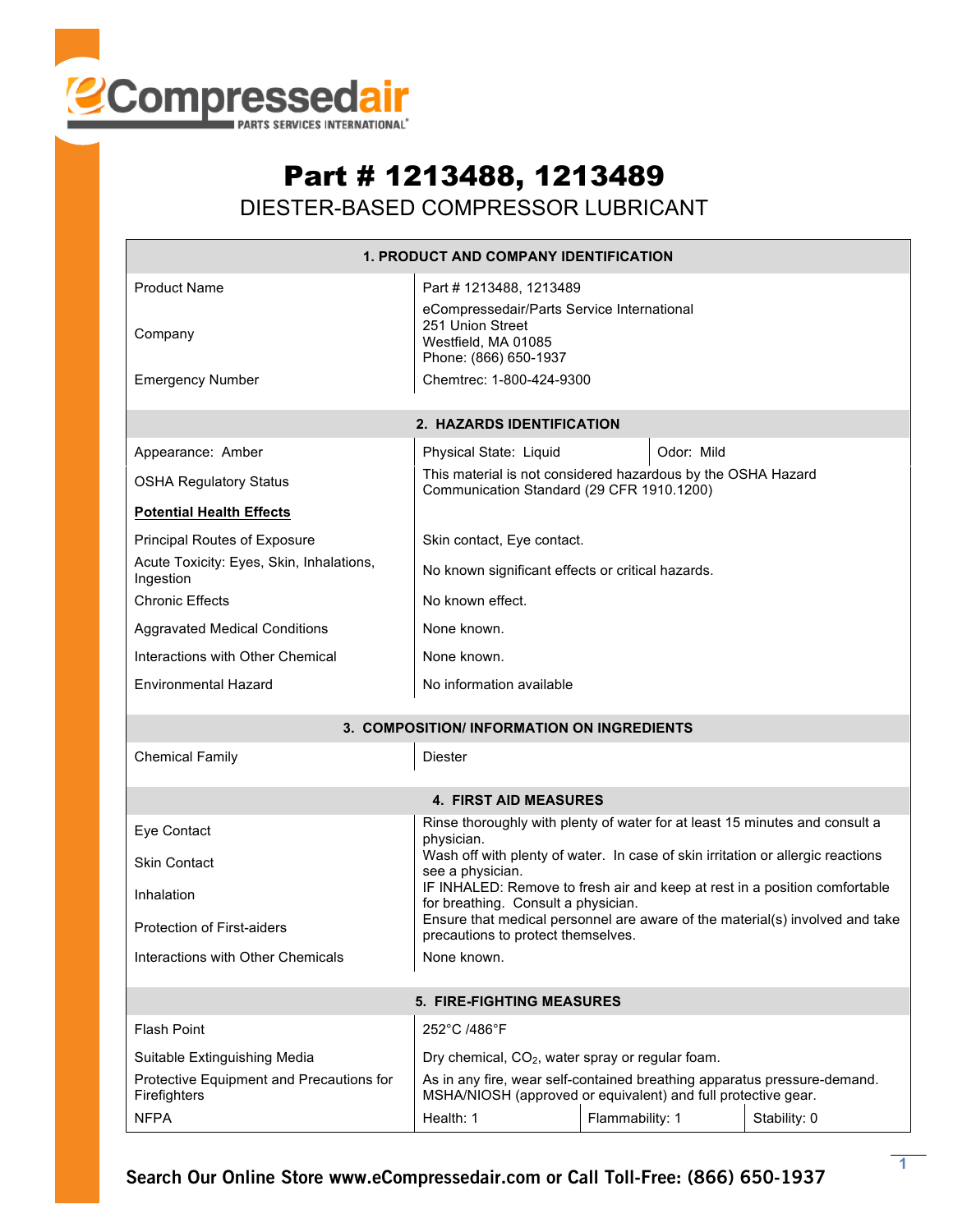# Part # 1213488, 1213489

## DIESTER-BASED COMPRESSOR LUBRICANT

### 1. PRODUCT AND COMPANY IDENTIFICATION

| | |
|---|---|
| Product Name | Part # 1213488, 1213489 |
| Company | eCompressedair/Parts Service International<br>251 Union Street<br>Westfield, MA 01085<br>Phone: (866) 650-1937 |
| Emergency Number | Chemtrec: 1-800-424-9300 |

### 2. HAZARDS IDENTIFICATION

| | | |
|---|---|---|
| Appearance: Amber | Physical State: Liquid | Odor: Mild |
| OSHA Regulatory Status | This material is not considered hazardous by the OSHA Hazard Communication Standard (29 CFR 1910.1200) | |
| **Potential Health Effects** | | |
| Principal Routes of Exposure | Skin contact, Eye contact. | |
| Acute Toxicity: Eyes, Skin, Inhalations, Ingestion | No known significant effects or critical hazards. | |
| Chronic Effects | No known effect. | |
| Aggravated Medical Conditions | None known. | |
| Interactions with Other Chemical | None known. | |
| Environmental Hazard | No information available | |

### 3. COMPOSITION/ INFORMATION ON INGREDIENTS

| | |
|---|---|
| Chemical Family | Diester |

### 4. FIRST AID MEASURES

| | |
|---|---|
| Eye Contact | Rinse thoroughly with plenty of water for at least 15 minutes and consult a physician. |
| Skin Contact | Wash off with plenty of water. In case of skin irritation or allergic reactions see a physician. |
| Inhalation | IF INHALED: Remove to fresh air and keep at rest in a position comfortable for breathing. Consult a physician. |
| Protection of First-aiders | Ensure that medical personnel are aware of the material(s) involved and take precautions to protect themselves. |
| Interactions with Other Chemicals | None known. |

### 5. FIRE-FIGHTING MEASURES

| | | | |
|---|---|---|---|
| Flash Point | 252°C /486°F | | |
| Suitable Extinguishing Media | Dry chemical, $CO_2$, water spray or regular foam. | | |
| Protective Equipment and Precautions for Firefighters | As in any fire, wear self-contained breathing apparatus pressure-demand. MSHA/NIOSH (approved or equivalent) and full protective gear. | | |
| NFPA | Health: 1 | Flammability: 1 | Stability: 0 |

**Search Our Online Store www.eCompressedair.com or Call Toll-Free: (866) 650-1937**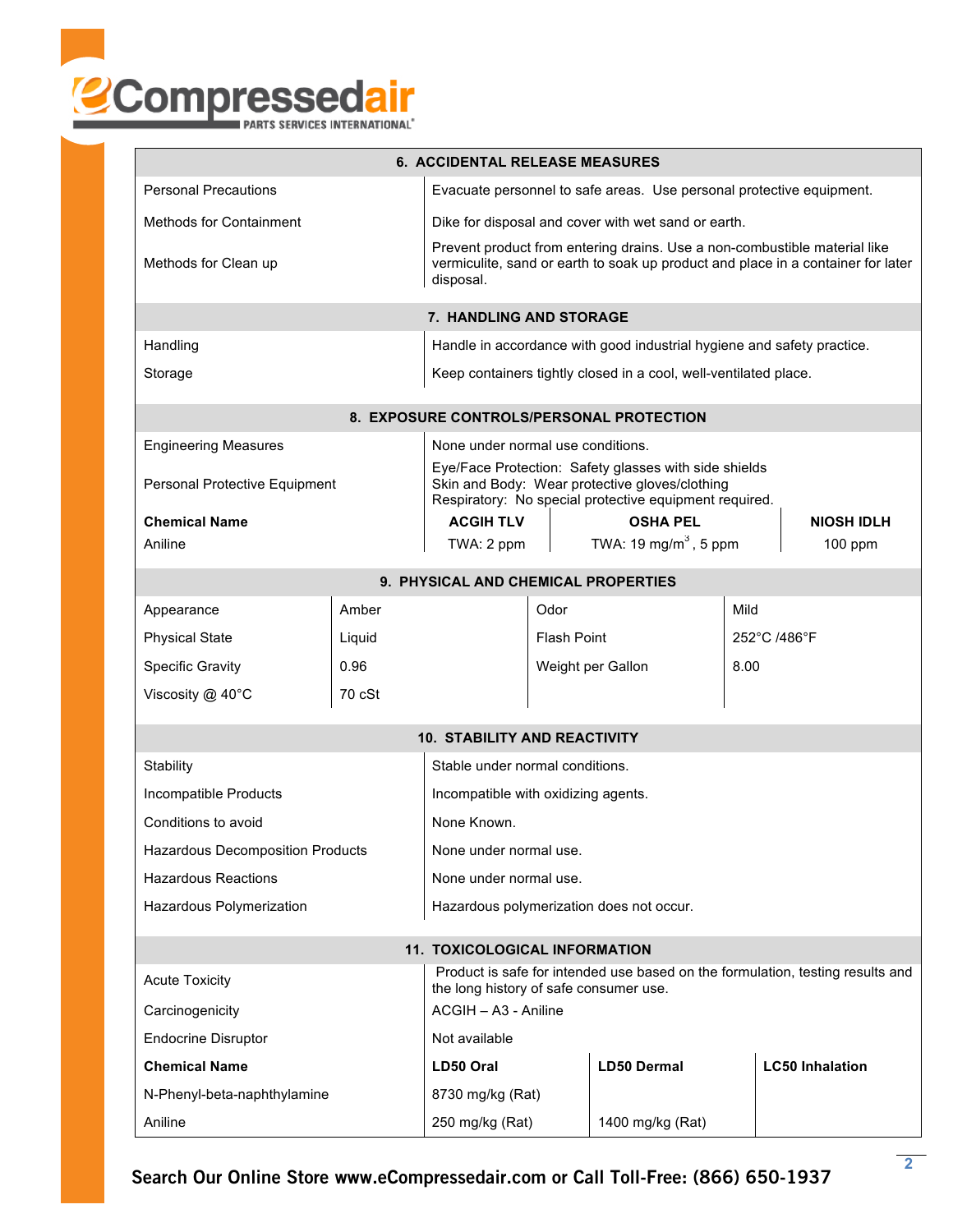## 6. ACCIDENTAL RELEASE MEASURES

| | |
|---|---|
| Personal Precautions | Evacuate personnel to safe areas. Use personal protective equipment. |
| Methods for Containment | Dike for disposal and cover with wet sand or earth. |
| Methods for Clean up | Prevent product from entering drains. Use a non-combustible material like vermiculite, sand or earth to soak up product and place in a container for later disposal. |

## 7. HANDLING AND STORAGE

| | |
|---|---|
| Handling | Handle in accordance with good industrial hygiene and safety practice. |
| Storage | Keep containers tightly closed in a cool, well-ventilated place. |

## 8. EXPOSURE CONTROLS/PERSONAL PROTECTION

| | |
|---|---|
| Engineering Measures | None under normal use conditions. |
| Personal Protective Equipment | Eye/Face Protection: Safety glasses with side shields<br>Skin and Body: Wear protective gloves/clothing<br>Respiratory: No special protective equipment required. |

| **Chemical Name** | **ACGIH TLV** | **OSHA PEL** | **NIOSH IDLH** |
|---|---|---|---|
| Aniline | TWA: 2 ppm | TWA: 19 mg/m$^3$, 5 ppm | 100 ppm |

## 9. PHYSICAL AND CHEMICAL PROPERTIES

| | | | |
|---|---|---|---|
| Appearance | Amber | Odor | Mild |
| Physical State | Liquid | Flash Point | 252°C /486°F |
| Specific Gravity | 0.96 | Weight per Gallon | 8.00 |
| Viscosity @ 40°C | 70 cSt | | |

## 10. STABILITY AND REACTIVITY

| | |
|---|---|
| Stability | Stable under normal conditions. |
| Incompatible Products | Incompatible with oxidizing agents. |
| Conditions to avoid | None Known. |
| Hazardous Decomposition Products | None under normal use. |
| Hazardous Reactions | None under normal use. |
| Hazardous Polymerization | Hazardous polymerization does not occur. |

## 11. TOXICOLOGICAL INFORMATION

| | |
|---|---|
| Acute Toxicity | Product is safe for intended use based on the formulation, testing results and the long history of safe consumer use. |
| Carcinogenicity | ACGIH – A3 - Aniline |
| Endocrine Disruptor | Not available |

| **Chemical Name** | **LD50 Oral** | **LD50 Dermal** | **LC50 Inhalation** |
|---|---|---|---|
| N-Phenyl-beta-naphthylamine | 8730 mg/kg (Rat) | | |
| Aniline | 250 mg/kg (Rat) | 1400 mg/kg (Rat) | |

**Search Our Online Store www.eCompressedair.com or Call Toll-Free: (866) 650-1937**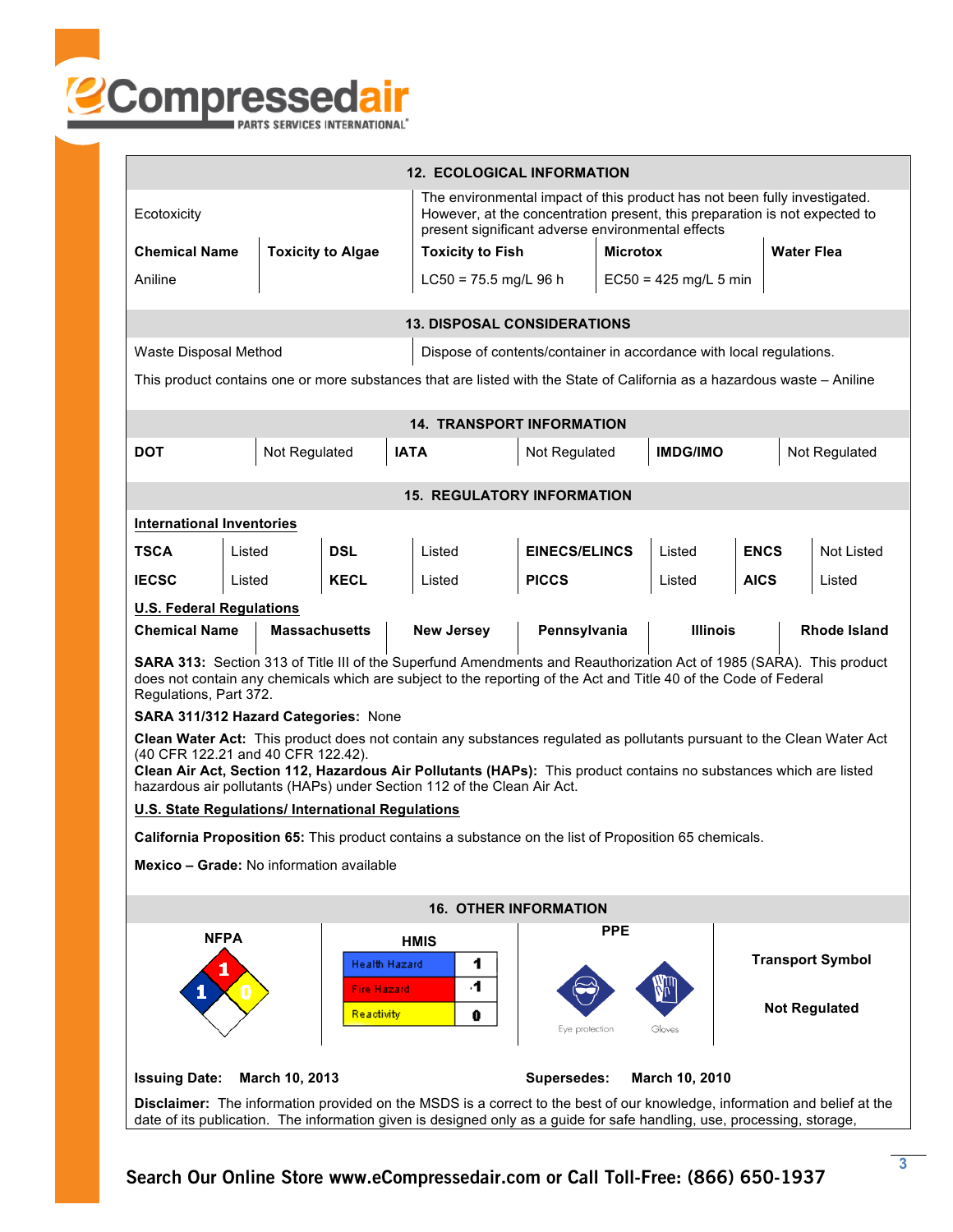## 12. ECOLOGICAL INFORMATION

| Ecotoxicity | The environmental impact of this product has not been fully investigated. However, at the concentration present, this preparation is not expected to present significant adverse environmental effects |
|---|---|

| Chemical Name | Toxicity to Algae | Toxicity to Fish | Microtox | Water Flea |
|---|---|---|---|---|
| Aniline | | LC50 = 75.5 mg/L 96 h | EC50 = 425 mg/L 5 min | |

## 13. DISPOSAL CONSIDERATIONS

| Waste Disposal Method | Dispose of contents/container in accordance with local regulations. |
|---|---|

This product contains one or more substances that are listed with the State of California as a hazardous waste – Aniline

## 14. TRANSPORT INFORMATION

| DOT | Not Regulated | IATA | Not Regulated | IMDG/IMO | Not Regulated |
|---|---|---|---|---|---|

## 15. REGULATORY INFORMATION

**International Inventories**

| TSCA | Listed | DSL | Listed | EINECS/ELINCS | Listed | ENCS | Not Listed |
|---|---|---|---|---|---|---|---|
| IECSC | Listed | KECL | Listed | PICCS | Listed | AICS | Listed |

**U.S. Federal Regulations**

| Chemical Name | Massachusetts | New Jersey | Pennsylvania | Illinois | Rhode Island |
|---|---|---|---|---|---|

**SARA 313:** Section 313 of Title III of the Superfund Amendments and Reauthorization Act of 1985 (SARA). This product does not contain any chemicals which are subject to the reporting of the Act and Title 40 of the Code of Federal Regulations, Part 372.

**SARA 311/312 Hazard Categories:** None

**Clean Water Act:** This product does not contain any substances regulated as pollutants pursuant to the Clean Water Act (40 CFR 122.21 and 40 CFR 122.42).

**Clean Air Act, Section 112, Hazardous Air Pollutants (HAPs):** This product contains no substances which are listed hazardous air pollutants (HAPs) under Section 112 of the Clean Air Act.

**U.S. State Regulations/ International Regulations**

**California Proposition 65:** This product contains a substance on the list of Proposition 65 chemicals.

**Mexico – Grade:** No information available

## 16. OTHER INFORMATION

| NFPA | HMIS | PPE | Transport Symbol |
|---|---|---|---|
| Health: 1, Fire: 1, Reactivity: 0 | Health Hazard: 1; Fire Hazard: 1; Reactivity: 0 | Eye protection; Gloves | Not Regulated |

**Issuing Date:** March 10, 2013 **Supersedes:** March 10, 2010

**Disclaimer:** The information provided on the MSDS is a correct to the best of our knowledge, information and belief at the date of its publication. The information given is designed only as a guide for safe handling, use, processing, storage,

**Search Our Online Store www.eCompressedair.com or Call Toll-Free: (866) 650-1937**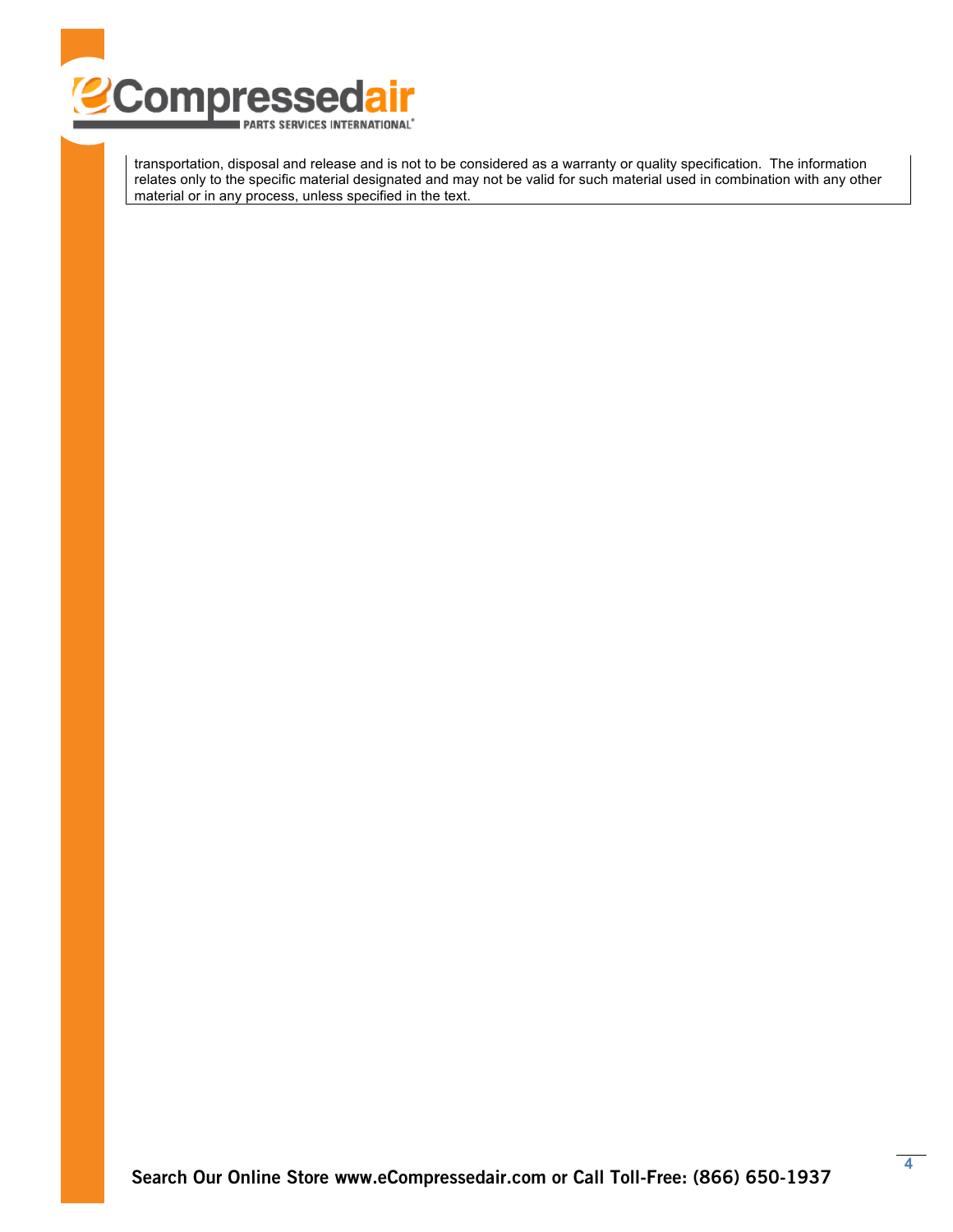transportation, disposal and release and is not to be considered as a warranty or quality specification. The information relates only to the specific material designated and may not be valid for such material used in combination with any other material or in any process, unless specified in the text.